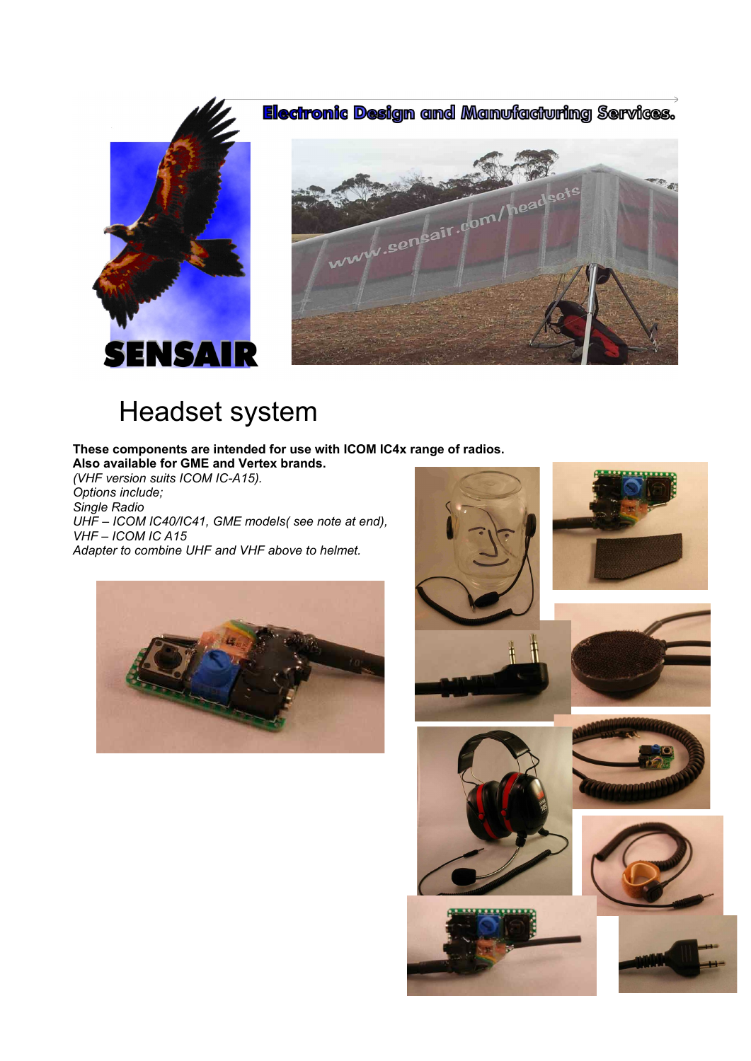**Electronic Design and Manufacturing Services.**

SENSAIR

# Headset system

**These components are intended for use with ICOM IC4x range of radios.**
**Also available for GME and Vertex brands.**
*(VHF version suits ICOM IC-A15).*
*Options include;*
*Single Radio*
*UHF – ICOM IC40/IC41, GME models( see note at end),*
*VHF – ICOM IC A15*
*Adapter to combine UHF and VHF above to helmet.*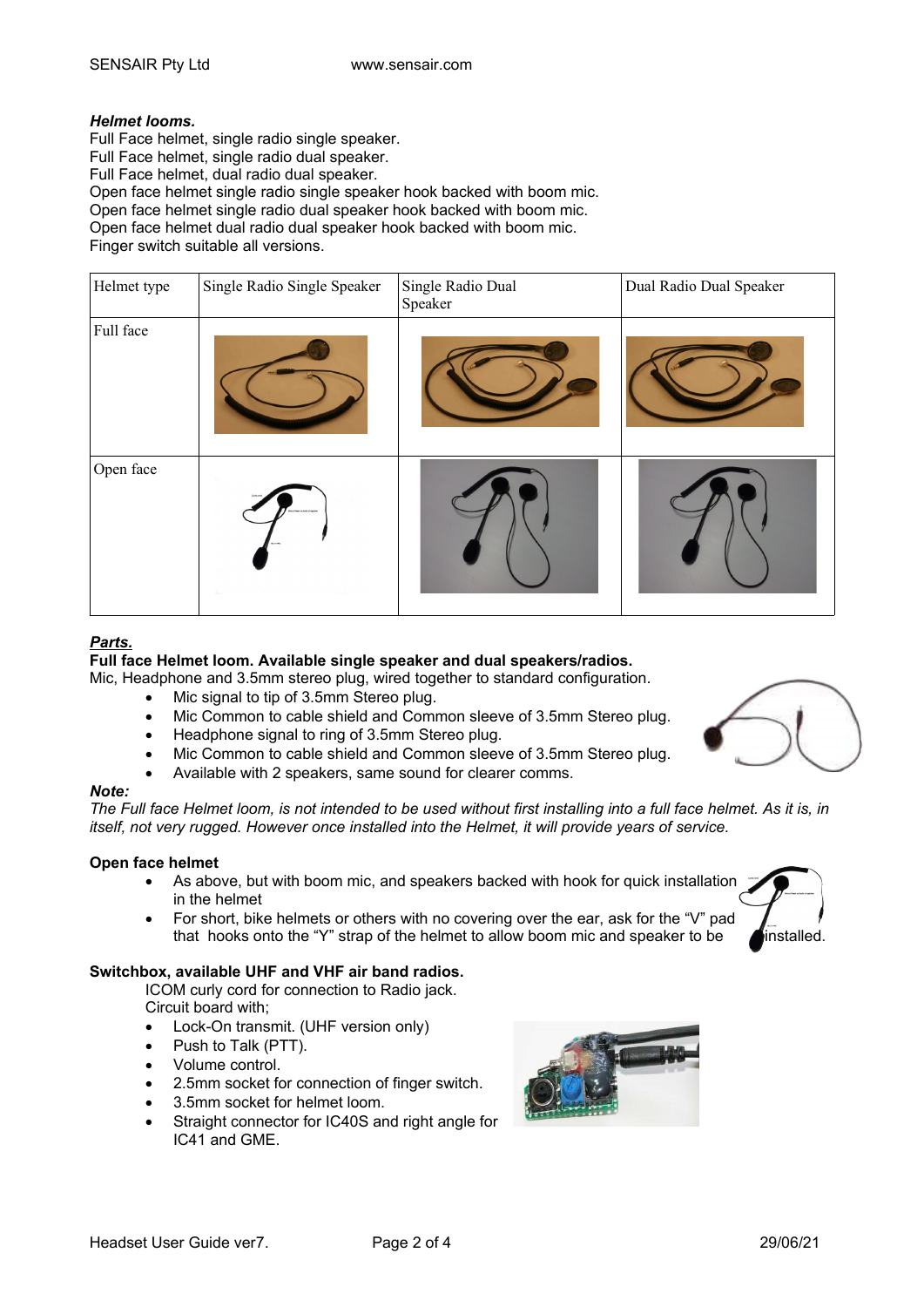***Helmet looms.***

Full Face helmet, single radio single speaker.
Full Face helmet, single radio dual speaker.
Full Face helmet, dual radio dual speaker.
Open face helmet single radio single speaker hook backed with boom mic.
Open face helmet single radio dual speaker hook backed with boom mic.
Open face helmet dual radio dual speaker hook backed with boom mic.
Finger switch suitable all versions.

| Helmet type | Single Radio Single Speaker | Single Radio Dual Speaker | Dual Radio Dual Speaker |
| --- | --- | --- | --- |
| Full face | | | |
| Open face | | | |

***Parts.***

**Full face Helmet loom. Available single speaker and dual speakers/radios.**

Mic, Headphone and 3.5mm stereo plug, wired together to standard configuration.

- Mic signal to tip of 3.5mm Stereo plug.
- Mic Common to cable shield and Common sleeve of 3.5mm Stereo plug.
- Headphone signal to ring of 3.5mm Stereo plug.
- Mic Common to cable shield and Common sleeve of 3.5mm Stereo plug.
- Available with 2 speakers, same sound for clearer comms.

***Note:***

*The Full face Helmet loom, is not intended to be used without first installing into a full face helmet. As it is, in itself, not very rugged. However once installed into the Helmet, it will provide years of service.*

**Open face helmet**

- As above, but with boom mic, and speakers backed with hook for quick installation in the helmet
- For short, bike helmets or others with no covering over the ear, ask for the "V" pad that hooks onto the "Y" strap of the helmet to allow boom mic and speaker to be installed.

**Switchbox, available UHF and VHF air band radios.**

ICOM curly cord for connection to Radio jack.
Circuit board with;

- Lock-On transmit. (UHF version only)
- Push to Talk (PTT).
- Volume control.
- 2.5mm socket for connection of finger switch.
- 3.5mm socket for helmet loom.
- Straight connector for IC40S and right angle for IC41 and GME.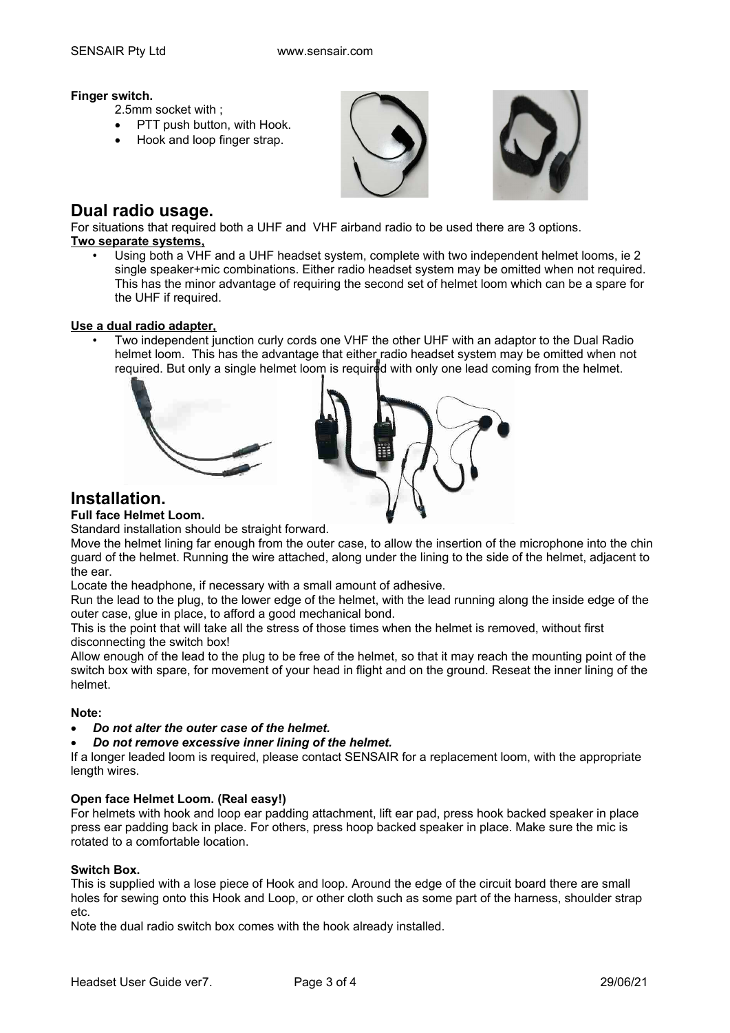**Finger switch.**

2.5mm socket with ;

- PTT push button, with Hook.
- Hook and loop finger strap.

# Dual radio usage.

For situations that required both a UHF and VHF airband radio to be used there are 3 options.

**Two separate systems,**

- Using both a VHF and a UHF headset system, complete with two independent helmet looms, ie 2 single speaker+mic combinations. Either radio headset system may be omitted when not required. This has the minor advantage of requiring the second set of helmet loom which can be a spare for the UHF if required.

**Use a dual radio adapter,**

- Two independent junction curly cords one VHF the other UHF with an adaptor to the Dual Radio helmet loom. This has the advantage that either radio headset system may be omitted when not required. But only a single helmet loom is required with only one lead coming from the helmet.

# Installation.

**Full face Helmet Loom.**

Standard installation should be straight forward.

Move the helmet lining far enough from the outer case, to allow the insertion of the microphone into the chin guard of the helmet. Running the wire attached, along under the lining to the side of the helmet, adjacent to the ear.

Locate the headphone, if necessary with a small amount of adhesive.

Run the lead to the plug, to the lower edge of the helmet, with the lead running along the inside edge of the outer case, glue in place, to afford a good mechanical bond.

This is the point that will take all the stress of those times when the helmet is removed, without first disconnecting the switch box!

Allow enough of the lead to the plug to be free of the helmet, so that it may reach the mounting point of the switch box with spare, for movement of your head in flight and on the ground. Reseat the inner lining of the helmet.

**Note:**

- ***Do not alter the outer case of the helmet.***
- ***Do not remove excessive inner lining of the helmet.***

If a longer leaded loom is required, please contact SENSAIR for a replacement loom, with the appropriate length wires.

**Open face Helmet Loom. (Real easy!)**

For helmets with hook and loop ear padding attachment, lift ear pad, press hook backed speaker in place press ear padding back in place. For others, press hoop backed speaker in place. Make sure the mic is rotated to a comfortable location.

**Switch Box.**

This is supplied with a lose piece of Hook and loop. Around the edge of the circuit board there are small holes for sewing onto this Hook and Loop, or other cloth such as some part of the harness, shoulder strap etc.

Note the dual radio switch box comes with the hook already installed.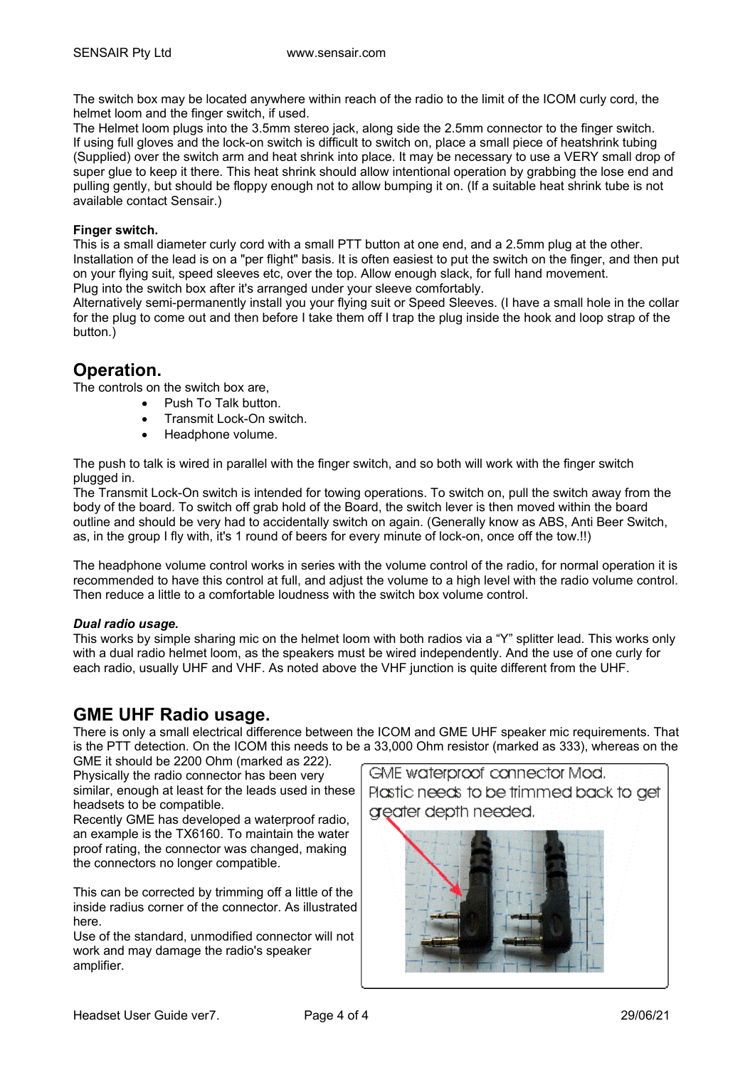The switch box may be located anywhere within reach of the radio to the limit of the ICOM curly cord, the helmet loom and the finger switch, if used.
The Helmet loom plugs into the 3.5mm stereo jack, along side the 2.5mm connector to the finger switch.
If using full gloves and the lock-on switch is difficult to switch on, place a small piece of heatshrink tubing (Supplied) over the switch arm and heat shrink into place. It may be necessary to use a VERY small drop of super glue to keep it there. This heat shrink should allow intentional operation by grabbing the lose end and pulling gently, but should be floppy enough not to allow bumping it on. (If a suitable heat shrink tube is not available contact Sensair.)

**Finger switch.**
This is a small diameter curly cord with a small PTT button at one end, and a 2.5mm plug at the other.
Installation of the lead is on a "per flight" basis. It is often easiest to put the switch on the finger, and then put on your flying suit, speed sleeves etc, over the top. Allow enough slack, for full hand movement.
Plug into the switch box after it's arranged under your sleeve comfortably.
Alternatively semi-permanently install you your flying suit or Speed Sleeves. (I have a small hole in the collar for the plug to come out and then before I take them off I trap the plug inside the hook and loop strap of the button.)

## Operation.

The controls on the switch box are,

- Push To Talk button.
- Transmit Lock-On switch.
- Headphone volume.

The push to talk is wired in parallel with the finger switch, and so both will work with the finger switch plugged in.
The Transmit Lock-On switch is intended for towing operations. To switch on, pull the switch away from the body of the board. To switch off grab hold of the Board, the switch lever is then moved within the board outline and should be very had to accidentally switch on again. (Generally know as ABS, Anti Beer Switch, as, in the group I fly with, it's 1 round of beers for every minute of lock-on, once off the tow.!!)

The headphone volume control works in series with the volume control of the radio, for normal operation it is recommended to have this control at full, and adjust the volume to a high level with the radio volume control. Then reduce a little to a comfortable loudness with the switch box volume control.

***Dual radio usage.***
This works by simple sharing mic on the helmet loom with both radios via a "Y" splitter lead. This works only with a dual radio helmet loom, as the speakers must be wired independently. And the use of one curly for each radio, usually UHF and VHF. As noted above the VHF junction is quite different from the UHF.

## GME UHF Radio usage.

There is only a small electrical difference between the ICOM and GME UHF speaker mic requirements. That is the PTT detection. On the ICOM this needs to be a 33,000 Ohm resistor (marked as 333), whereas on the GME it should be 2200 Ohm (marked as 222).
Physically the radio connector has been very similar, enough at least for the leads used in these headsets to be compatible.
Recently GME has developed a waterproof radio, an example is the TX6160. To maintain the water proof rating, the connector was changed, making the connectors no longer compatible.

This can be corrected by trimming off a little of the inside radius corner of the connector. As illustrated here.
Use of the standard, unmodified connector will not work and may damage the radio's speaker amplifier.

GME waterproof connector Mod.
Plastic needs to be trimmed back to get greater depth needed.